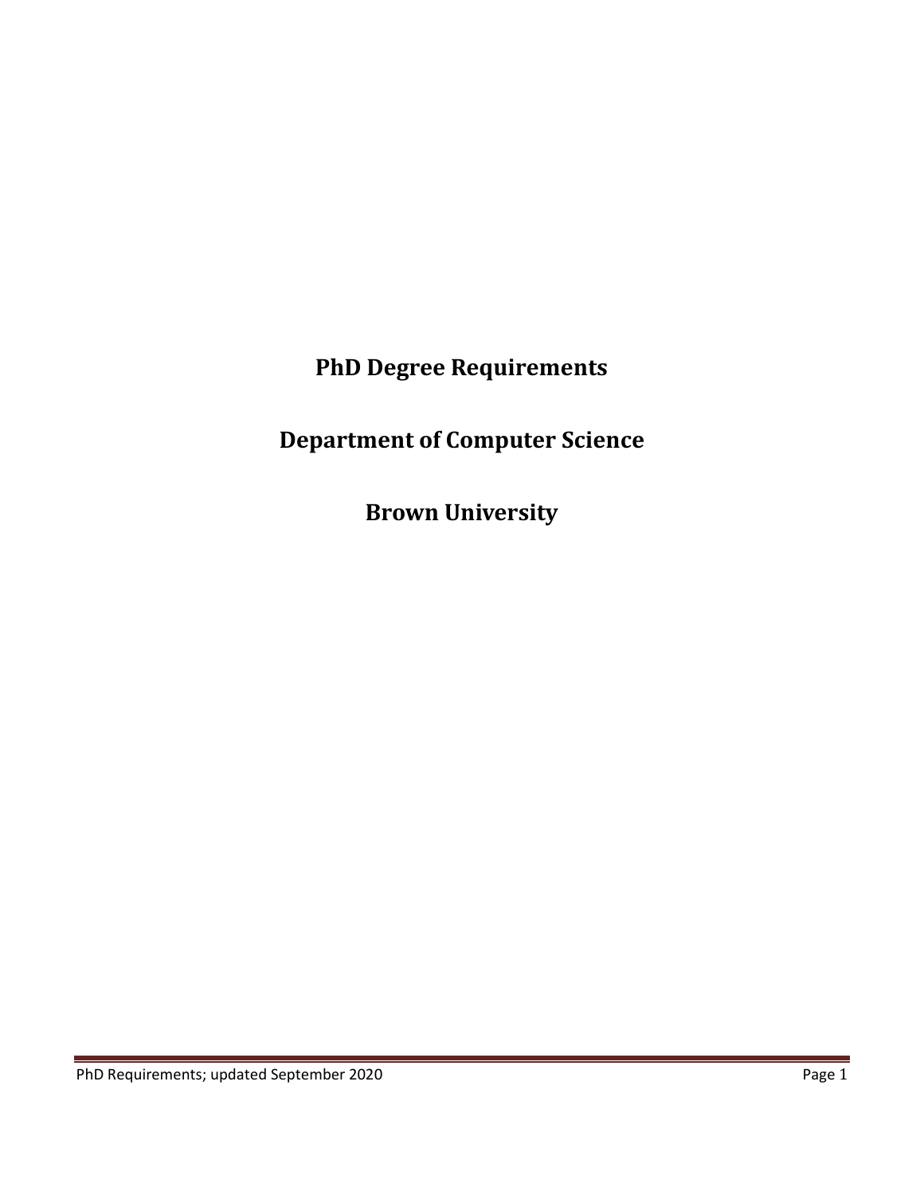# PhD Degree Requirements

# Department of Computer Science

# Brown University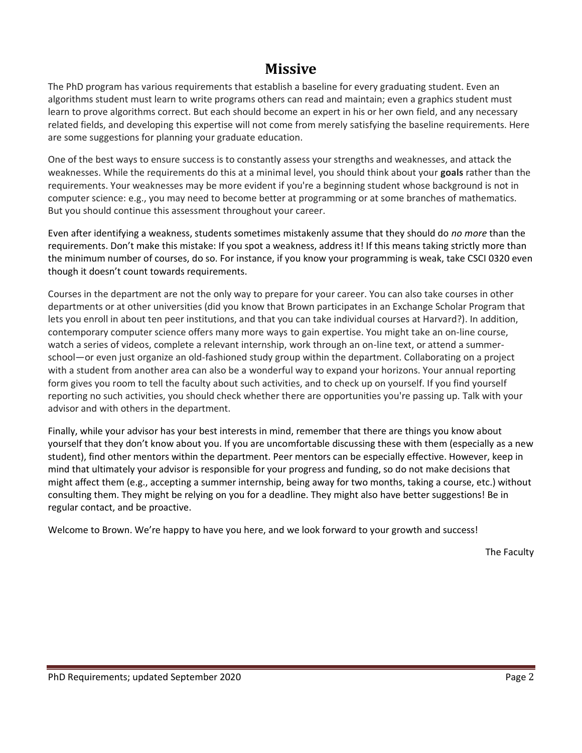# Missive

The PhD program has various requirements that establish a baseline for every graduating student. Even an algorithms student must learn to write programs others can read and maintain; even a graphics student must learn to prove algorithms correct. But each should become an expert in his or her own field, and any necessary related fields, and developing this expertise will not come from merely satisfying the baseline requirements. Here are some suggestions for planning your graduate education.

One of the best ways to ensure success is to constantly assess your strengths and weaknesses, and attack the weaknesses. While the requirements do this at a minimal level, you should think about your **goals** rather than the requirements. Your weaknesses may be more evident if you're a beginning student whose background is not in computer science: e.g., you may need to become better at programming or at some branches of mathematics. But you should continue this assessment throughout your career.

Even after identifying a weakness, students sometimes mistakenly assume that they should do *no more* than the requirements. Don't make this mistake: If you spot a weakness, address it! If this means taking strictly more than the minimum number of courses, do so. For instance, if you know your programming is weak, take CSCI 0320 even though it doesn't count towards requirements.

Courses in the department are not the only way to prepare for your career. You can also take courses in other departments or at other universities (did you know that Brown participates in an Exchange Scholar Program that lets you enroll in about ten peer institutions, and that you can take individual courses at Harvard?). In addition, contemporary computer science offers many more ways to gain expertise. You might take an on-line course, watch a series of videos, complete a relevant internship, work through an on-line text, or attend a summer-school—or even just organize an old-fashioned study group within the department. Collaborating on a project with a student from another area can also be a wonderful way to expand your horizons. Your annual reporting form gives you room to tell the faculty about such activities, and to check up on yourself. If you find yourself reporting no such activities, you should check whether there are opportunities you're passing up. Talk with your advisor and with others in the department.

Finally, while your advisor has your best interests in mind, remember that there are things you know about yourself that they don't know about you. If you are uncomfortable discussing these with them (especially as a new student), find other mentors within the department. Peer mentors can be especially effective. However, keep in mind that ultimately your advisor is responsible for your progress and funding, so do not make decisions that might affect them (e.g., accepting a summer internship, being away for two months, taking a course, etc.) without consulting them. They might be relying on you for a deadline. They might also have better suggestions! Be in regular contact, and be proactive.

Welcome to Brown. We're happy to have you here, and we look forward to your growth and success!

The Faculty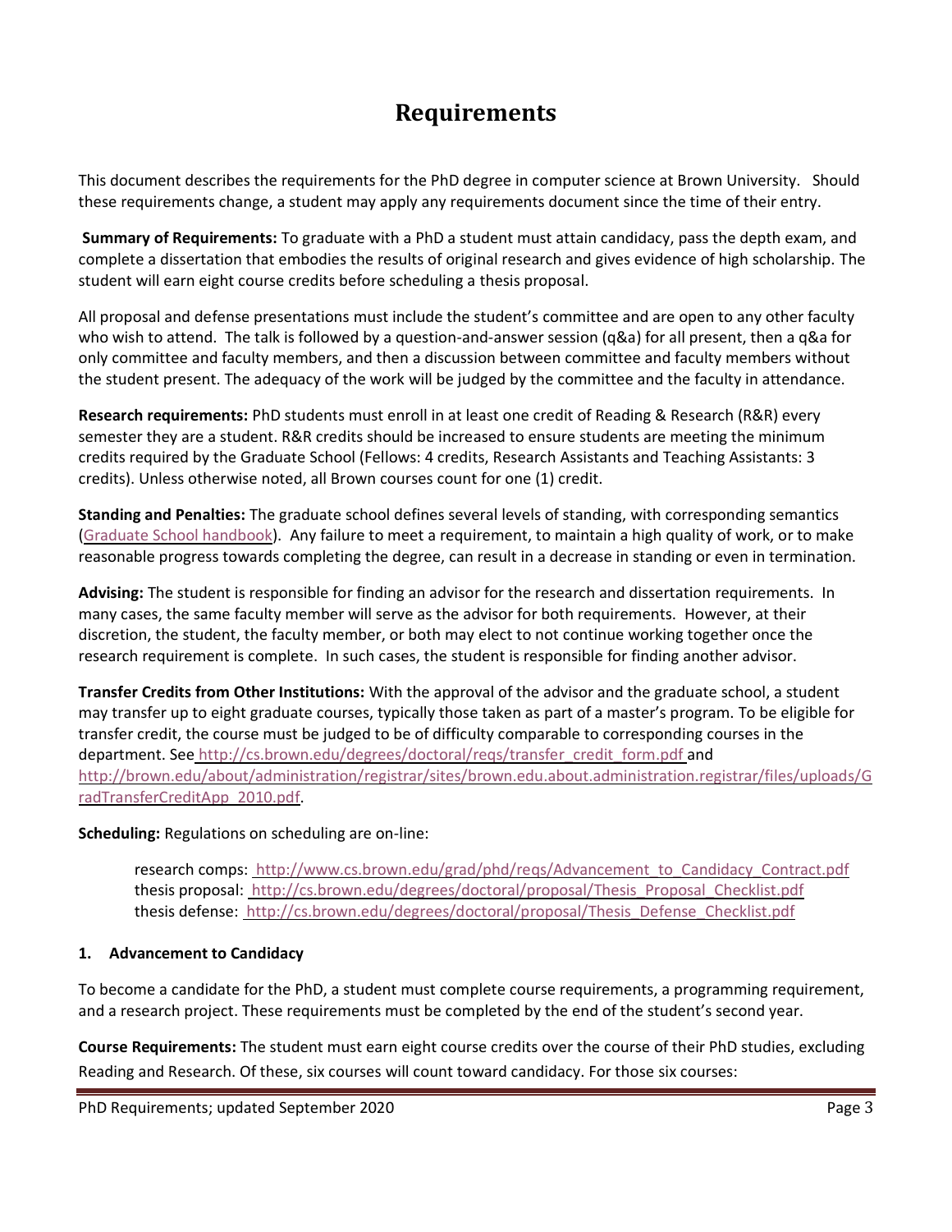# Requirements

This document describes the requirements for the PhD degree in computer science at Brown University. Should these requirements change, a student may apply any requirements document since the time of their entry.

**Summary of Requirements:** To graduate with a PhD a student must attain candidacy, pass the depth exam, and complete a dissertation that embodies the results of original research and gives evidence of high scholarship. The student will earn eight course credits before scheduling a thesis proposal.

All proposal and defense presentations must include the student's committee and are open to any other faculty who wish to attend. The talk is followed by a question-and-answer session (q&a) for all present, then a q&a for only committee and faculty members, and then a discussion between committee and faculty members without the student present. The adequacy of the work will be judged by the committee and the faculty in attendance.

**Research requirements:** PhD students must enroll in at least one credit of Reading & Research (R&R) every semester they are a student. R&R credits should be increased to ensure students are meeting the minimum credits required by the Graduate School (Fellows: 4 credits, Research Assistants and Teaching Assistants: 3 credits). Unless otherwise noted, all Brown courses count for one (1) credit.

**Standing and Penalties:** The graduate school defines several levels of standing, with corresponding semantics (Graduate School handbook). Any failure to meet a requirement, to maintain a high quality of work, or to make reasonable progress towards completing the degree, can result in a decrease in standing or even in termination.

**Advising:** The student is responsible for finding an advisor for the research and dissertation requirements. In many cases, the same faculty member will serve as the advisor for both requirements. However, at their discretion, the student, the faculty member, or both may elect to not continue working together once the research requirement is complete. In such cases, the student is responsible for finding another advisor.

**Transfer Credits from Other Institutions:** With the approval of the advisor and the graduate school, a student may transfer up to eight graduate courses, typically those taken as part of a master's program. To be eligible for transfer credit, the course must be judged to be of difficulty comparable to corresponding courses in the department. See http://cs.brown.edu/degrees/doctoral/reqs/transfer_credit_form.pdf and http://brown.edu/about/administration/registrar/sites/brown.edu.about.administration.registrar/files/uploads/GradTransferCreditApp_2010.pdf.

**Scheduling:** Regulations on scheduling are on-line:

> research comps: http://www.cs.brown.edu/grad/phd/reqs/Advancement_to_Candidacy_Contract.pdf
> thesis proposal: http://cs.brown.edu/degrees/doctoral/proposal/Thesis_Proposal_Checklist.pdf
> thesis defense: http://cs.brown.edu/degrees/doctoral/proposal/Thesis_Defense_Checklist.pdf

### 1. Advancement to Candidacy

To become a candidate for the PhD, a student must complete course requirements, a programming requirement, and a research project. These requirements must be completed by the end of the student's second year.

**Course Requirements:** The student must earn eight course credits over the course of their PhD studies, excluding Reading and Research. Of these, six courses will count toward candidacy. For those six courses: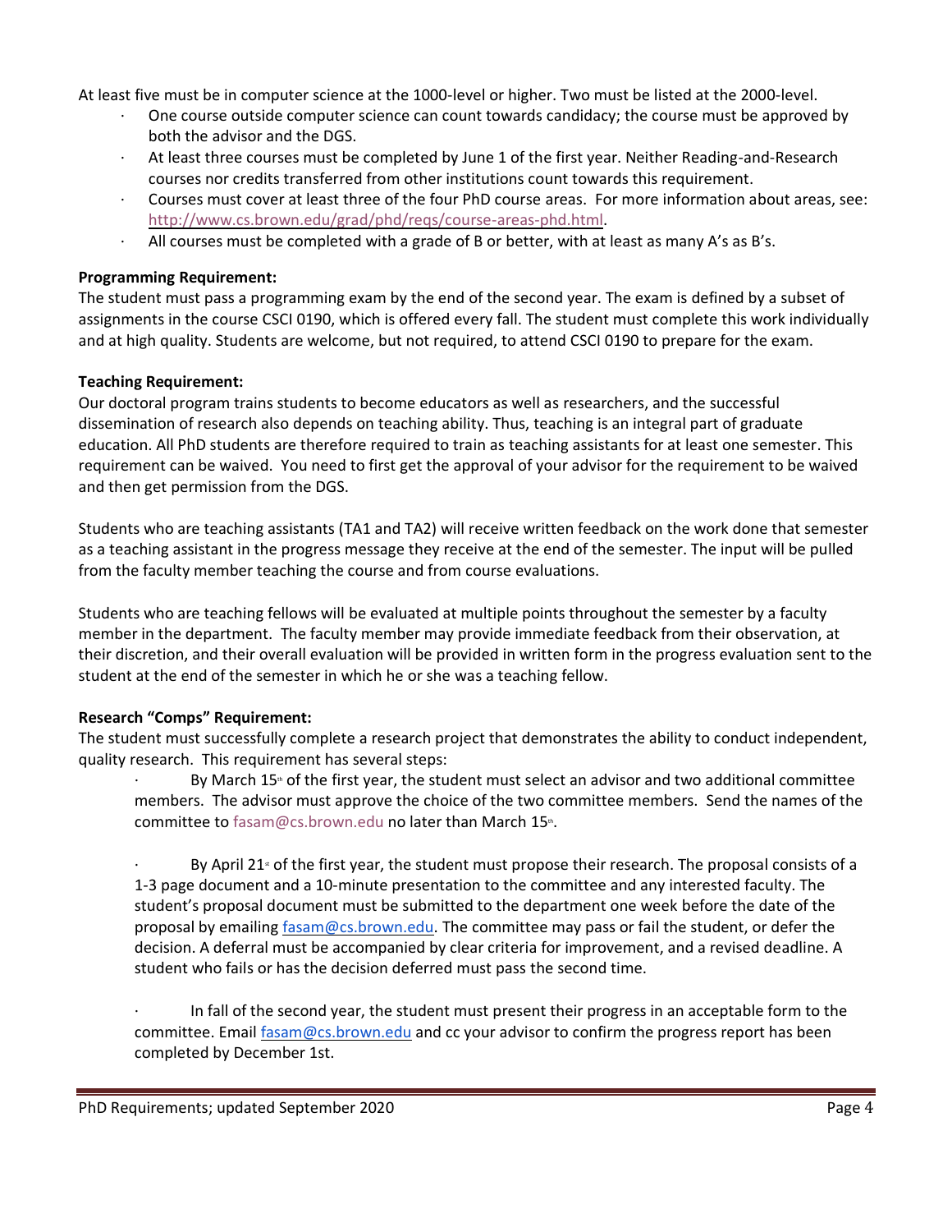At least five must be in computer science at the 1000-level or higher. Two must be listed at the 2000-level.

- One course outside computer science can count towards candidacy; the course must be approved by both the advisor and the DGS.
- At least three courses must be completed by June 1 of the first year. Neither Reading-and-Research courses nor credits transferred from other institutions count towards this requirement.
- Courses must cover at least three of the four PhD course areas. For more information about areas, see: http://www.cs.brown.edu/grad/phd/reqs/course-areas-phd.html.
- All courses must be completed with a grade of B or better, with at least as many A's as B's.

**Programming Requirement:**
The student must pass a programming exam by the end of the second year. The exam is defined by a subset of assignments in the course CSCI 0190, which is offered every fall. The student must complete this work individually and at high quality. Students are welcome, but not required, to attend CSCI 0190 to prepare for the exam.

**Teaching Requirement:**
Our doctoral program trains students to become educators as well as researchers, and the successful dissemination of research also depends on teaching ability. Thus, teaching is an integral part of graduate education. All PhD students are therefore required to train as teaching assistants for at least one semester. This requirement can be waived. You need to first get the approval of your advisor for the requirement to be waived and then get permission from the DGS.

Students who are teaching assistants (TA1 and TA2) will receive written feedback on the work done that semester as a teaching assistant in the progress message they receive at the end of the semester. The input will be pulled from the faculty member teaching the course and from course evaluations.

Students who are teaching fellows will be evaluated at multiple points throughout the semester by a faculty member in the department. The faculty member may provide immediate feedback from their observation, at their discretion, and their overall evaluation will be provided in written form in the progress evaluation sent to the student at the end of the semester in which he or she was a teaching fellow.

**Research "Comps" Requirement:**
The student must successfully complete a research project that demonstrates the ability to conduct independent, quality research. This requirement has several steps:

- By March 15th of the first year, the student must select an advisor and two additional committee members. The advisor must approve the choice of the two committee members. Send the names of the committee to fasam@cs.brown.edu no later than March 15th.

- By April 21st of the first year, the student must propose their research. The proposal consists of a 1-3 page document and a 10-minute presentation to the committee and any interested faculty. The student's proposal document must be submitted to the department one week before the date of the proposal by emailing fasam@cs.brown.edu. The committee may pass or fail the student, or defer the decision. A deferral must be accompanied by clear criteria for improvement, and a revised deadline. A student who fails or has the decision deferred must pass the second time.

- In fall of the second year, the student must present their progress in an acceptable form to the committee. Email fasam@cs.brown.edu and cc your advisor to confirm the progress report has been completed by December 1st.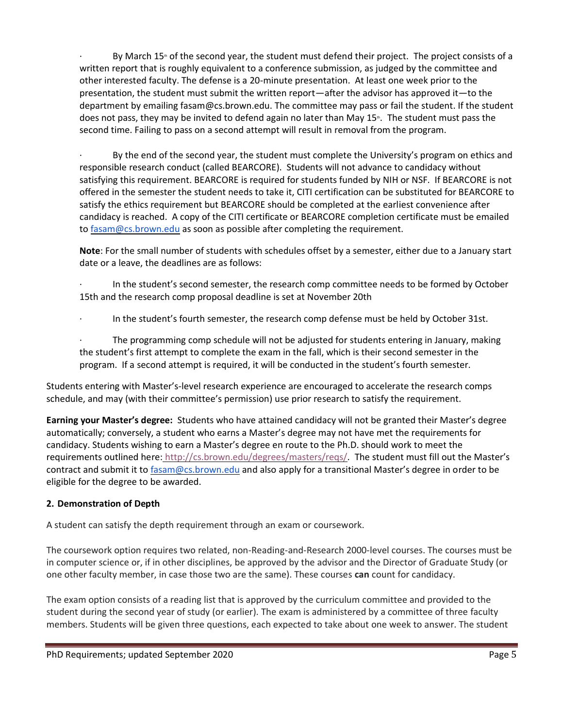- By March 15th of the second year, the student must defend their project. The project consists of a written report that is roughly equivalent to a conference submission, as judged by the committee and other interested faculty. The defense is a 20-minute presentation. At least one week prior to the presentation, the student must submit the written report—after the advisor has approved it—to the department by emailing fasam@cs.brown.edu. The committee may pass or fail the student. If the student does not pass, they may be invited to defend again no later than May 15th. The student must pass the second time. Failing to pass on a second attempt will result in removal from the program.

- By the end of the second year, the student must complete the University's program on ethics and responsible research conduct (called BEARCORE). Students will not advance to candidacy without satisfying this requirement. BEARCORE is required for students funded by NIH or NSF. If BEARCORE is not offered in the semester the student needs to take it, CITI certification can be substituted for BEARCORE to satisfy the ethics requirement but BEARCORE should be completed at the earliest convenience after candidacy is reached. A copy of the CITI certificate or BEARCORE completion certificate must be emailed to [fasam@cs.brown.edu](mailto:fasam@cs.brown.edu) as soon as possible after completing the requirement.

**Note**: For the small number of students with schedules offset by a semester, either due to a January start date or a leave, the deadlines are as follows:

- In the student's second semester, the research comp committee needs to be formed by October 15th and the research comp proposal deadline is set at November 20th
- In the student's fourth semester, the research comp defense must be held by October 31st.
- The programming comp schedule will not be adjusted for students entering in January, making the student's first attempt to complete the exam in the fall, which is their second semester in the program. If a second attempt is required, it will be conducted in the student's fourth semester.

Students entering with Master's-level research experience are encouraged to accelerate the research comps schedule, and may (with their committee's permission) use prior research to satisfy the requirement.

**Earning your Master's degree:** Students who have attained candidacy will not be granted their Master's degree automatically; conversely, a student who earns a Master's degree may not have met the requirements for candidacy. Students wishing to earn a Master's degree en route to the Ph.D. should work to meet the requirements outlined here: [http://cs.brown.edu/degrees/masters/reqs/](http://cs.brown.edu/degrees/masters/reqs/). The student must fill out the Master's contract and submit it to [fasam@cs.brown.edu](mailto:fasam@cs.brown.edu) and also apply for a transitional Master's degree in order to be eligible for the degree to be awarded.

**2. Demonstration of Depth**

A student can satisfy the depth requirement through an exam or coursework.

The coursework option requires two related, non-Reading-and-Research 2000-level courses. The courses must be in computer science or, if in other disciplines, be approved by the advisor and the Director of Graduate Study (or one other faculty member, in case those two are the same). These courses **can** count for candidacy.

The exam option consists of a reading list that is approved by the curriculum committee and provided to the student during the second year of study (or earlier). The exam is administered by a committee of three faculty members. Students will be given three questions, each expected to take about one week to answer. The student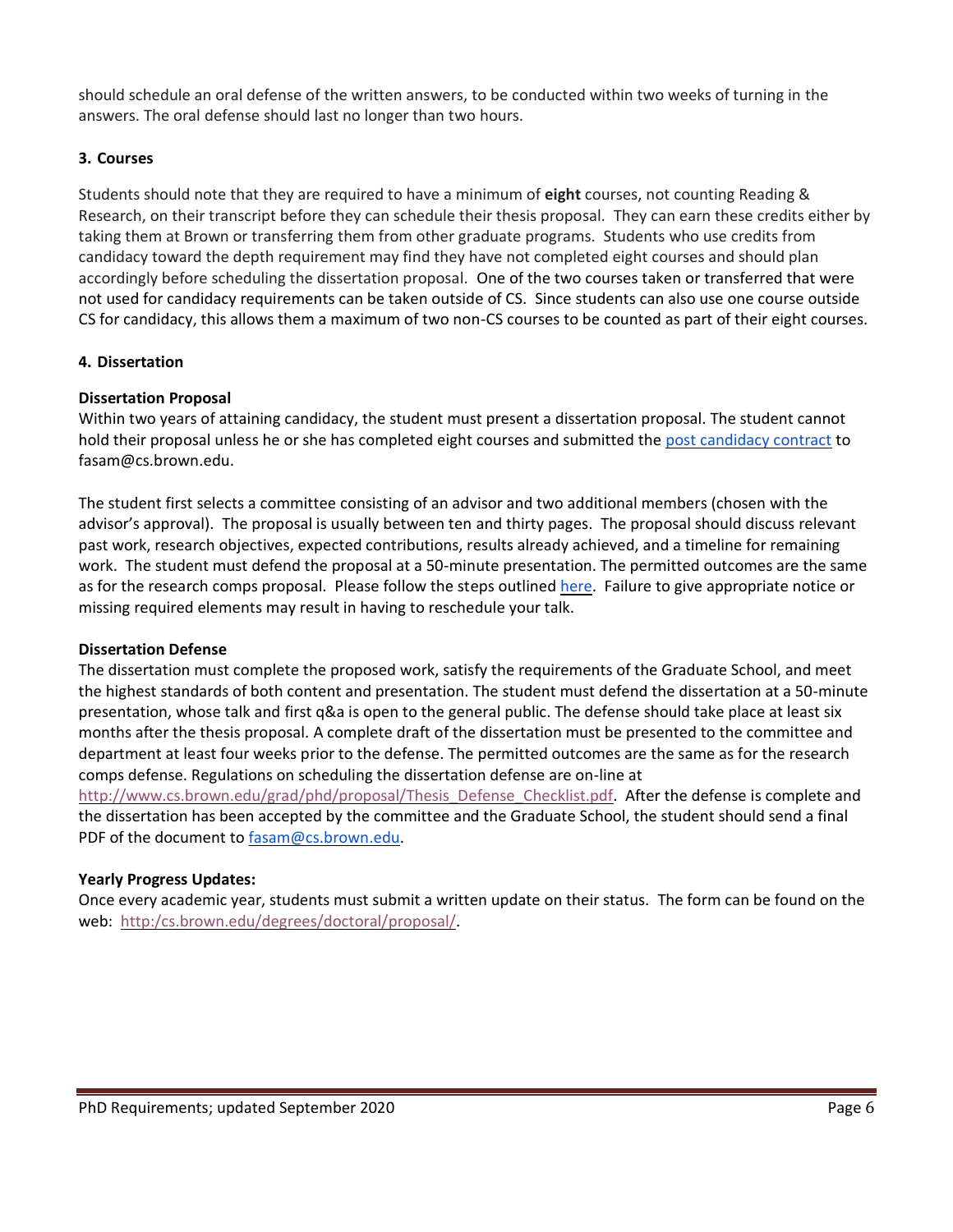should schedule an oral defense of the written answers, to be conducted within two weeks of turning in the answers. The oral defense should last no longer than two hours.

### 3. Courses

Students should note that they are required to have a minimum of **eight** courses, not counting Reading & Research, on their transcript before they can schedule their thesis proposal. They can earn these credits either by taking them at Brown or transferring them from other graduate programs. Students who use credits from candidacy toward the depth requirement may find they have not completed eight courses and should plan accordingly before scheduling the dissertation proposal. One of the two courses taken or transferred that were not used for candidacy requirements can be taken outside of CS. Since students can also use one course outside CS for candidacy, this allows them a maximum of two non-CS courses to be counted as part of their eight courses.

### 4. Dissertation

**Dissertation Proposal**

Within two years of attaining candidacy, the student must present a dissertation proposal. The student cannot hold their proposal unless he or she has completed eight courses and submitted the post candidacy contract to fasam@cs.brown.edu.

The student first selects a committee consisting of an advisor and two additional members (chosen with the advisor's approval). The proposal is usually between ten and thirty pages. The proposal should discuss relevant past work, research objectives, expected contributions, results already achieved, and a timeline for remaining work. The student must defend the proposal at a 50-minute presentation. The permitted outcomes are the same as for the research comps proposal. Please follow the steps outlined here. Failure to give appropriate notice or missing required elements may result in having to reschedule your talk.

**Dissertation Defense**

The dissertation must complete the proposed work, satisfy the requirements of the Graduate School, and meet the highest standards of both content and presentation. The student must defend the dissertation at a 50-minute presentation, whose talk and first q&a is open to the general public. The defense should take place at least six months after the thesis proposal. A complete draft of the dissertation must be presented to the committee and department at least four weeks prior to the defense. The permitted outcomes are the same as for the research comps defense. Regulations on scheduling the dissertation defense are on-line at http://www.cs.brown.edu/grad/phd/proposal/Thesis_Defense_Checklist.pdf. After the defense is complete and the dissertation has been accepted by the committee and the Graduate School, the student should send a final PDF of the document to fasam@cs.brown.edu.

**Yearly Progress Updates:**

Once every academic year, students must submit a written update on their status. The form can be found on the web: http:/cs.brown.edu/degrees/doctoral/proposal/.